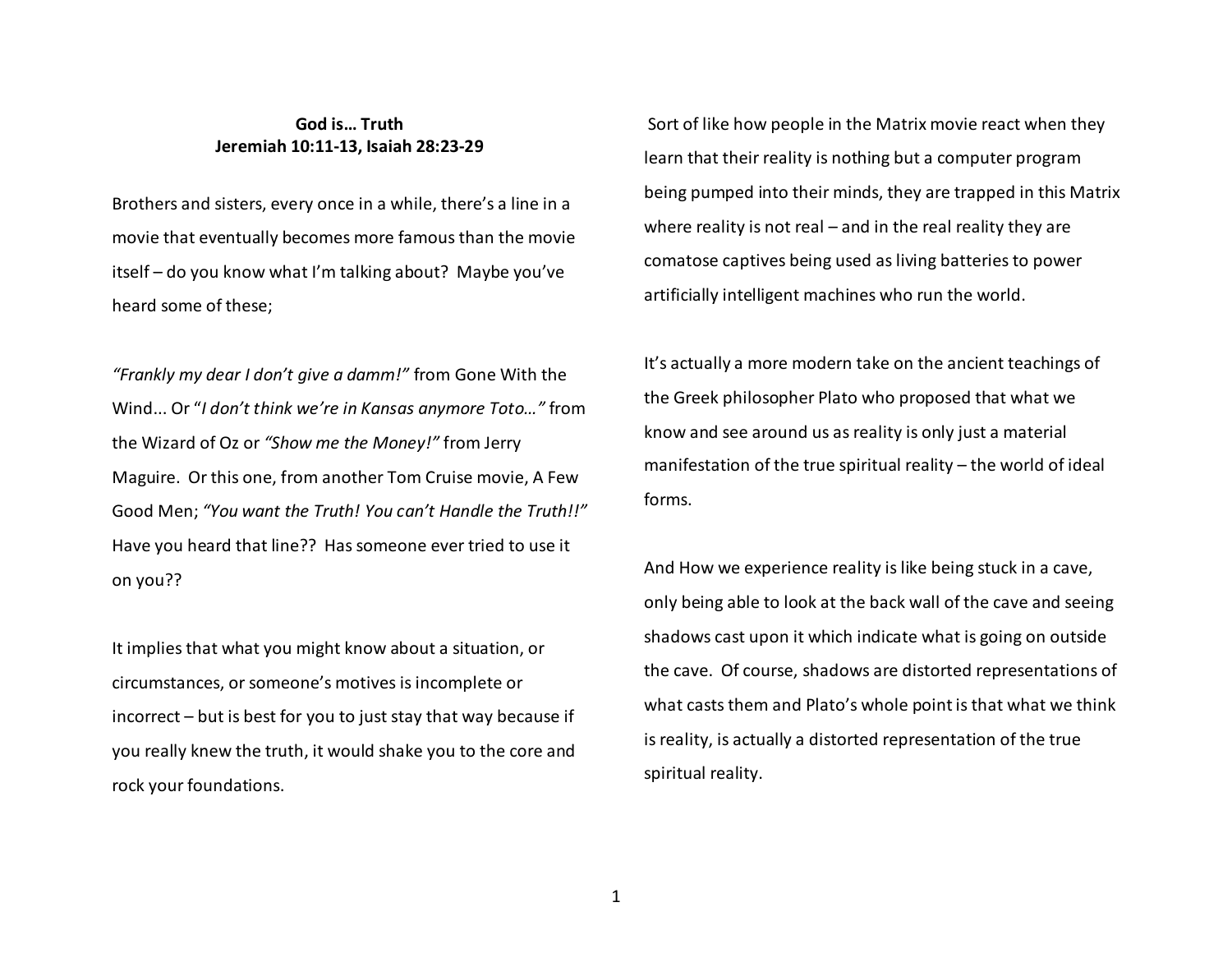**God is… Truth**
**Jeremiah 10:11-13, Isaiah 28:23-29**

Brothers and sisters, every once in a while, there's a line in a movie that eventually becomes more famous than the movie itself – do you know what I'm talking about? Maybe you've heard some of these;

*"Frankly my dear I don't give a damm!"* from Gone With the Wind... Or "*I don't think we're in Kansas anymore Toto…"* from the Wizard of Oz or *"Show me the Money!"* from Jerry Maguire. Or this one, from another Tom Cruise movie, A Few Good Men; *"You want the Truth! You can't Handle the Truth!!"* Have you heard that line?? Has someone ever tried to use it on you??

It implies that what you might know about a situation, or circumstances, or someone's motives is incomplete or incorrect – but is best for you to just stay that way because if you really knew the truth, it would shake you to the core and rock your foundations.

Sort of like how people in the Matrix movie react when they learn that their reality is nothing but a computer program being pumped into their minds, they are trapped in this Matrix where reality is not real – and in the real reality they are comatose captives being used as living batteries to power artificially intelligent machines who run the world.

It's actually a more modern take on the ancient teachings of the Greek philosopher Plato who proposed that what we know and see around us as reality is only just a material manifestation of the true spiritual reality – the world of ideal forms.

And How we experience reality is like being stuck in a cave, only being able to look at the back wall of the cave and seeing shadows cast upon it which indicate what is going on outside the cave. Of course, shadows are distorted representations of what casts them and Plato's whole point is that what we think is reality, is actually a distorted representation of the true spiritual reality.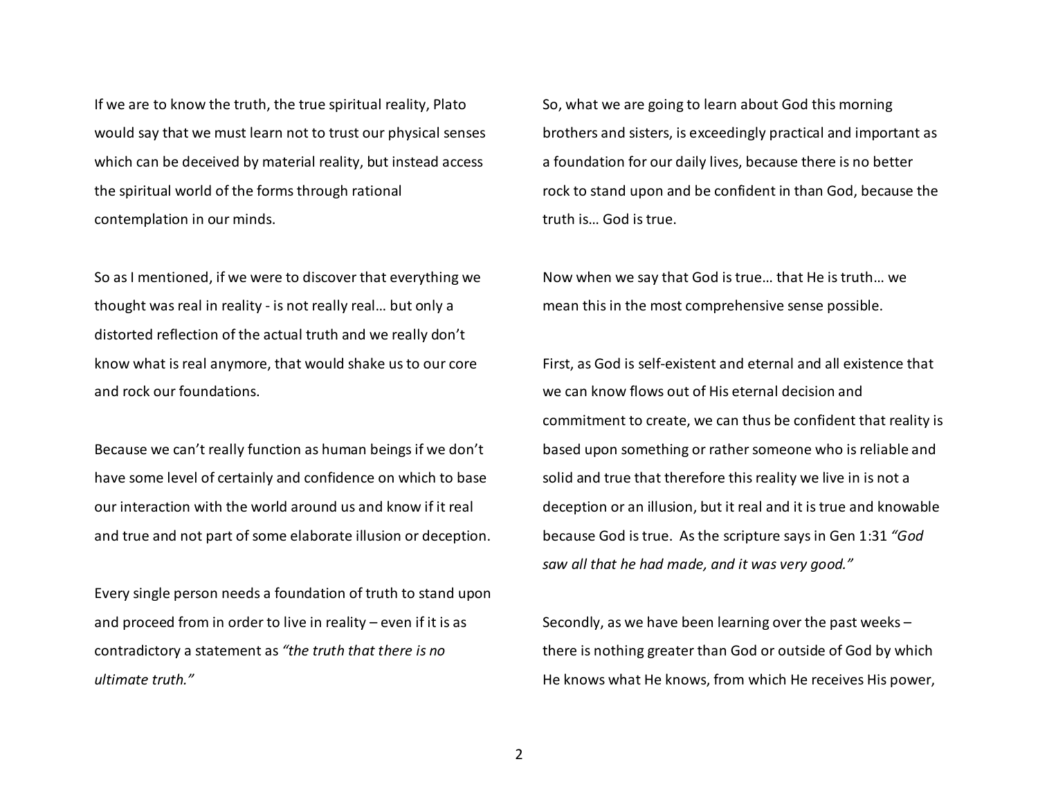If we are to know the truth, the true spiritual reality, Plato would say that we must learn not to trust our physical senses which can be deceived by material reality, but instead access the spiritual world of the forms through rational contemplation in our minds.

So as I mentioned, if we were to discover that everything we thought was real in reality - is not really real… but only a distorted reflection of the actual truth and we really don't know what is real anymore, that would shake us to our core and rock our foundations.

Because we can't really function as human beings if we don't have some level of certainly and confidence on which to base our interaction with the world around us and know if it real and true and not part of some elaborate illusion or deception.

Every single person needs a foundation of truth to stand upon and proceed from in order to live in reality – even if it is as contradictory a statement as *"the truth that there is no ultimate truth."*

So, what we are going to learn about God this morning brothers and sisters, is exceedingly practical and important as a foundation for our daily lives, because there is no better rock to stand upon and be confident in than God, because the truth is… God is true.

Now when we say that God is true… that He is truth… we mean this in the most comprehensive sense possible.

First, as God is self-existent and eternal and all existence that we can know flows out of His eternal decision and commitment to create, we can thus be confident that reality is based upon something or rather someone who is reliable and solid and true that therefore this reality we live in is not a deception or an illusion, but it real and it is true and knowable because God is true. As the scripture says in Gen 1:31 *"God saw all that he had made, and it was very good."*

Secondly, as we have been learning over the past weeks – there is nothing greater than God or outside of God by which He knows what He knows, from which He receives His power,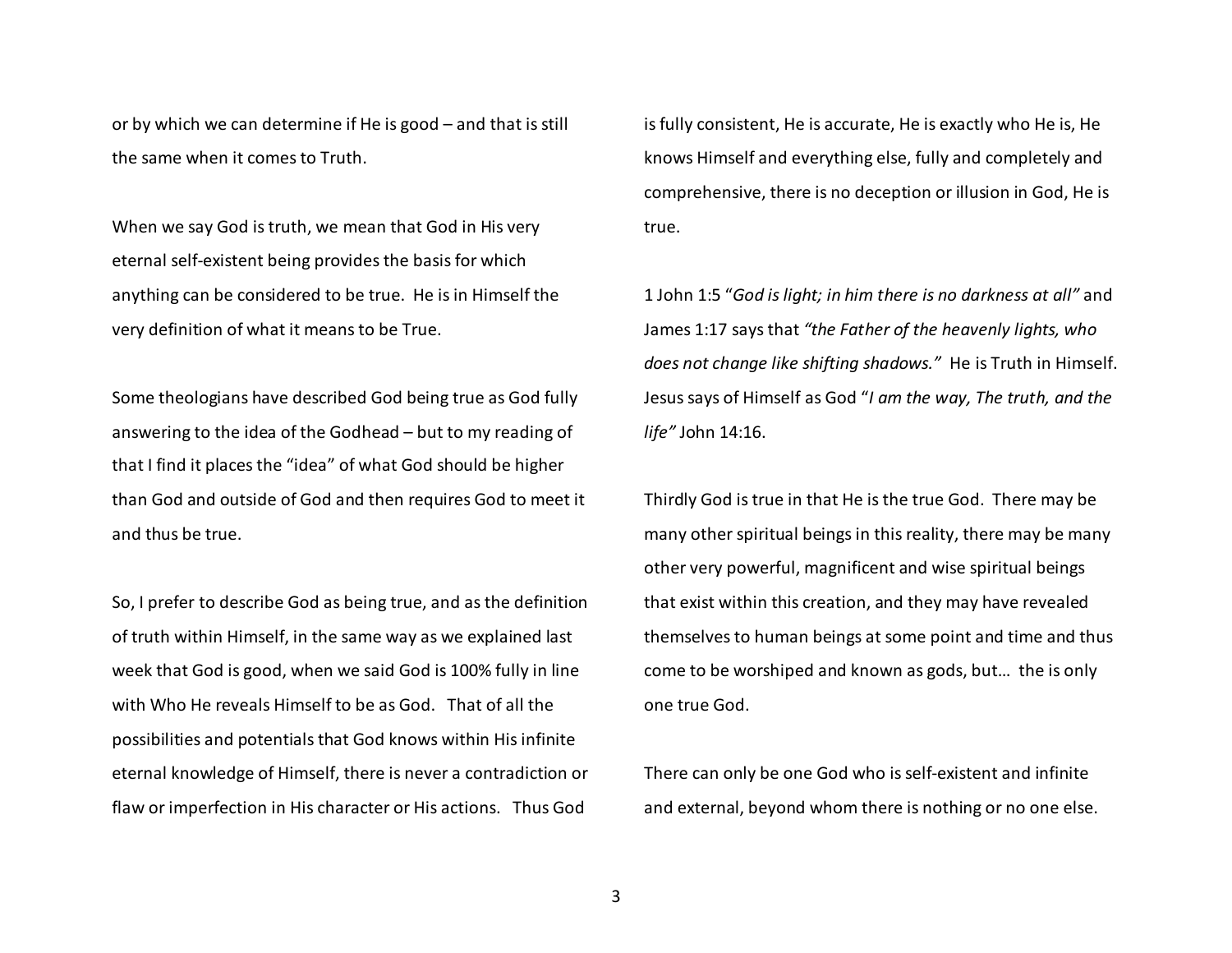or by which we can determine if He is good – and that is still the same when it comes to Truth.

When we say God is truth, we mean that God in His very eternal self-existent being provides the basis for which anything can be considered to be true. He is in Himself the very definition of what it means to be True.

Some theologians have described God being true as God fully answering to the idea of the Godhead – but to my reading of that I find it places the "idea" of what God should be higher than God and outside of God and then requires God to meet it and thus be true.

So, I prefer to describe God as being true, and as the definition of truth within Himself, in the same way as we explained last week that God is good, when we said God is 100% fully in line with Who He reveals Himself to be as God. That of all the possibilities and potentials that God knows within His infinite eternal knowledge of Himself, there is never a contradiction or flaw or imperfection in His character or His actions. Thus God is fully consistent, He is accurate, He is exactly who He is, He knows Himself and everything else, fully and completely and comprehensive, there is no deception or illusion in God, He is true.

1 John 1:5 "*God is light; in him there is no darkness at all*" and James 1:17 says that *"the Father of the heavenly lights, who does not change like shifting shadows."* He is Truth in Himself. Jesus says of Himself as God "*I am the way, The truth, and the life"* John 14:16.

Thirdly God is true in that He is the true God. There may be many other spiritual beings in this reality, there may be many other very powerful, magnificent and wise spiritual beings that exist within this creation, and they may have revealed themselves to human beings at some point and time and thus come to be worshiped and known as gods, but… the is only one true God.

There can only be one God who is self-existent and infinite and external, beyond whom there is nothing or no one else.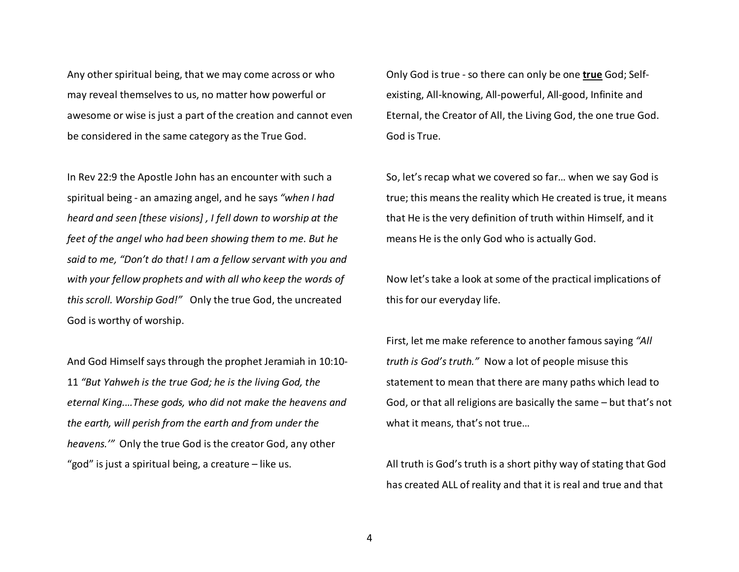Any other spiritual being, that we may come across or who may reveal themselves to us, no matter how powerful or awesome or wise is just a part of the creation and cannot even be considered in the same category as the True God.

In Rev 22:9 the Apostle John has an encounter with such a spiritual being - an amazing angel, and he says *"when I had heard and seen [these visions] , I fell down to worship at the feet of the angel who had been showing them to me. But he said to me, "Don't do that! I am a fellow servant with you and with your fellow prophets and with all who keep the words of this scroll. Worship God!"* Only the true God, the uncreated God is worthy of worship.

And God Himself says through the prophet Jeramiah in 10:10-11 *"But Yahweh is the true God; he is the living God, the eternal King….These gods, who did not make the heavens and the earth, will perish from the earth and from under the heavens.'"* Only the true God is the creator God, any other "god" is just a spiritual being, a creature – like us.

Only God is true - so there can only be one **<u>true</u>** God; Self-existing, All-knowing, All-powerful, All-good, Infinite and Eternal, the Creator of All, the Living God, the one true God. God is True.

So, let's recap what we covered so far… when we say God is true; this means the reality which He created is true, it means that He is the very definition of truth within Himself, and it means He is the only God who is actually God.

Now let's take a look at some of the practical implications of this for our everyday life.

First, let me make reference to another famous saying *"All truth is God's truth."* Now a lot of people misuse this statement to mean that there are many paths which lead to God, or that all religions are basically the same – but that's not what it means, that's not true…

All truth is God's truth is a short pithy way of stating that God has created ALL of reality and that it is real and true and that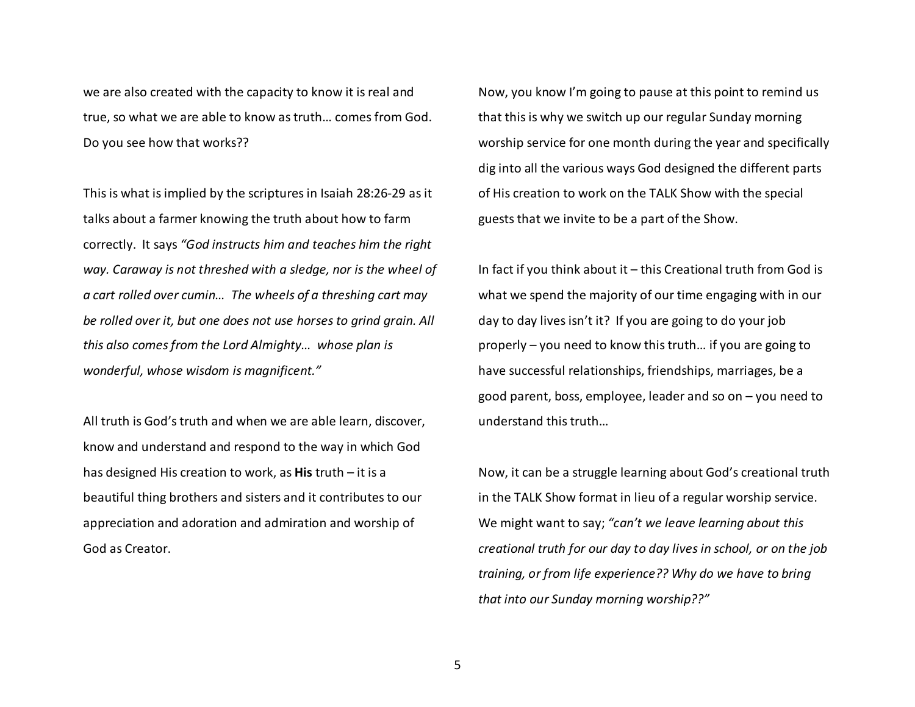we are also created with the capacity to know it is real and true, so what we are able to know as truth… comes from God. Do you see how that works??

This is what is implied by the scriptures in Isaiah 28:26-29 as it talks about a farmer knowing the truth about how to farm correctly. It says *"God instructs him and teaches him the right way. Caraway is not threshed with a sledge, nor is the wheel of a cart rolled over cumin… The wheels of a threshing cart may be rolled over it, but one does not use horses to grind grain. All this also comes from the Lord Almighty… whose plan is wonderful, whose wisdom is magnificent."*

All truth is God's truth and when we are able learn, discover, know and understand and respond to the way in which God has designed His creation to work, as **His** truth – it is a beautiful thing brothers and sisters and it contributes to our appreciation and adoration and admiration and worship of God as Creator.

Now, you know I'm going to pause at this point to remind us that this is why we switch up our regular Sunday morning worship service for one month during the year and specifically dig into all the various ways God designed the different parts of His creation to work on the TALK Show with the special guests that we invite to be a part of the Show.

In fact if you think about it – this Creational truth from God is what we spend the majority of our time engaging with in our day to day lives isn't it? If you are going to do your job properly – you need to know this truth… if you are going to have successful relationships, friendships, marriages, be a good parent, boss, employee, leader and so on – you need to understand this truth…

Now, it can be a struggle learning about God's creational truth in the TALK Show format in lieu of a regular worship service. We might want to say; *"can't we leave learning about this creational truth for our day to day lives in school, or on the job training, or from life experience?? Why do we have to bring that into our Sunday morning worship??"*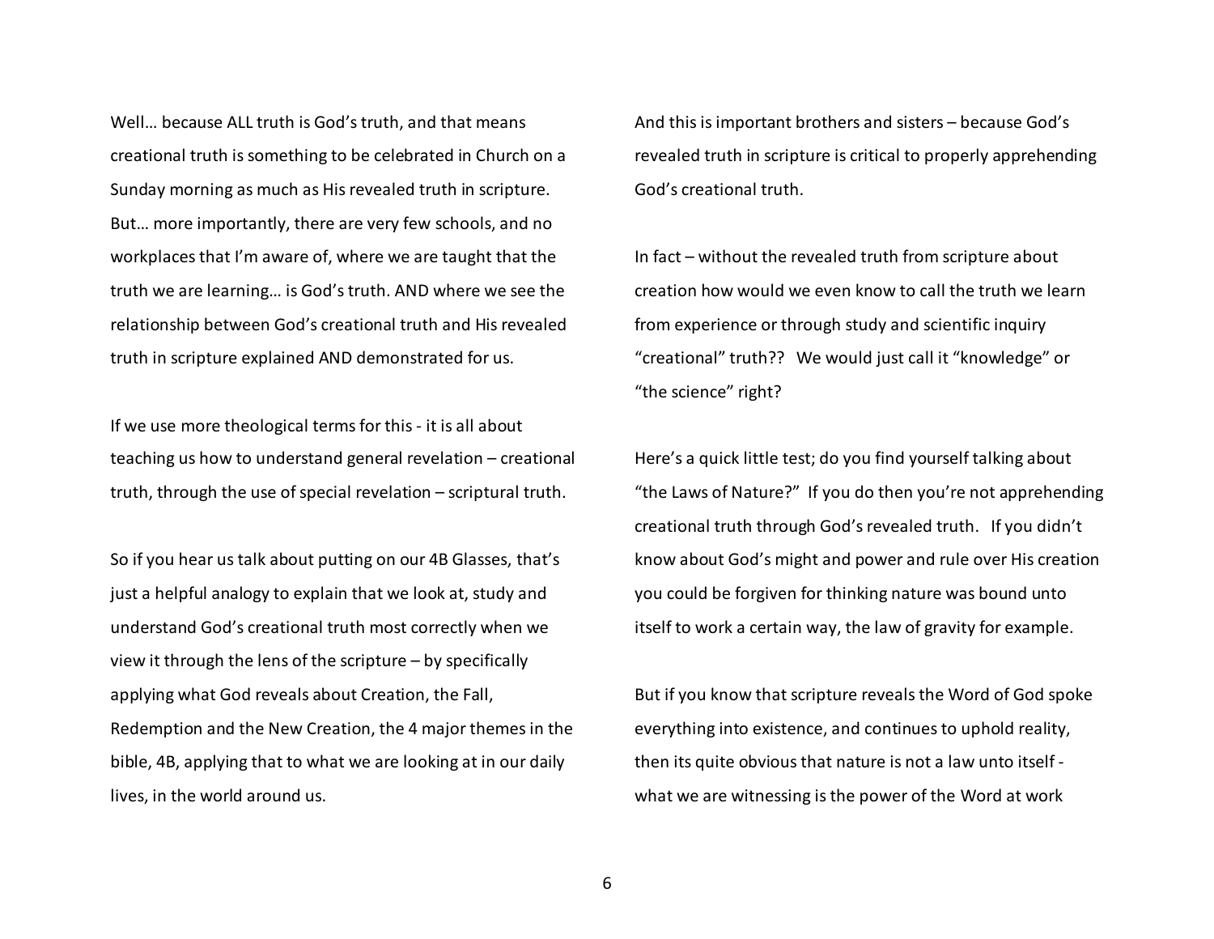Well… because ALL truth is God's truth, and that means creational truth is something to be celebrated in Church on a Sunday morning as much as His revealed truth in scripture. But… more importantly, there are very few schools, and no workplaces that I'm aware of, where we are taught that the truth we are learning… is God's truth. AND where we see the relationship between God's creational truth and His revealed truth in scripture explained AND demonstrated for us.

If we use more theological terms for this - it is all about teaching us how to understand general revelation – creational truth, through the use of special revelation – scriptural truth.

So if you hear us talk about putting on our 4B Glasses, that's just a helpful analogy to explain that we look at, study and understand God's creational truth most correctly when we view it through the lens of the scripture – by specifically applying what God reveals about Creation, the Fall, Redemption and the New Creation, the 4 major themes in the bible, 4B, applying that to what we are looking at in our daily lives, in the world around us.

And this is important brothers and sisters – because God's revealed truth in scripture is critical to properly apprehending God's creational truth.

In fact – without the revealed truth from scripture about creation how would we even know to call the truth we learn from experience or through study and scientific inquiry "creational" truth?? We would just call it "knowledge" or "the science" right?

Here's a quick little test; do you find yourself talking about "the Laws of Nature?" If you do then you're not apprehending creational truth through God's revealed truth. If you didn't know about God's might and power and rule over His creation you could be forgiven for thinking nature was bound unto itself to work a certain way, the law of gravity for example.

But if you know that scripture reveals the Word of God spoke everything into existence, and continues to uphold reality, then its quite obvious that nature is not a law unto itself - what we are witnessing is the power of the Word at work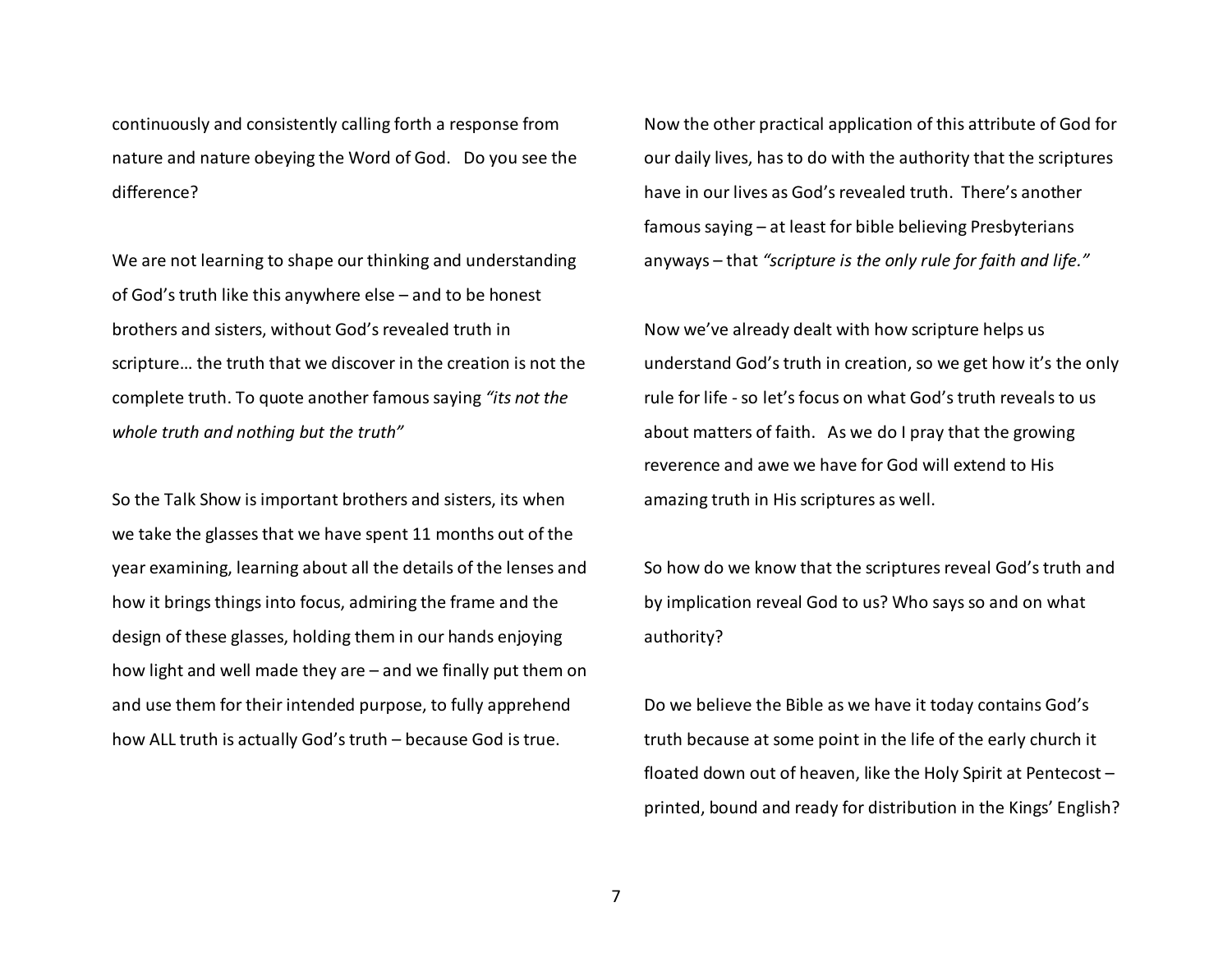continuously and consistently calling forth a response from nature and nature obeying the Word of God.   Do you see the difference?

We are not learning to shape our thinking and understanding of God's truth like this anywhere else – and to be honest brothers and sisters, without God's revealed truth in scripture… the truth that we discover in the creation is not the complete truth. To quote another famous saying *"its not the whole truth and nothing but the truth"*

So the Talk Show is important brothers and sisters, its when we take the glasses that we have spent 11 months out of the year examining, learning about all the details of the lenses and how it brings things into focus, admiring the frame and the design of these glasses, holding them in our hands enjoying how light and well made they are – and we finally put them on and use them for their intended purpose, to fully apprehend how ALL truth is actually God's truth – because God is true.

Now the other practical application of this attribute of God for our daily lives, has to do with the authority that the scriptures have in our lives as God's revealed truth.  There's another famous saying – at least for bible believing Presbyterians anyways – that *"scripture is the only rule for faith and life."*

Now we've already dealt with how scripture helps us understand God's truth in creation, so we get how it's the only rule for life - so let's focus on what God's truth reveals to us about matters of faith.   As we do I pray that the growing reverence and awe we have for God will extend to His amazing truth in His scriptures as well.

So how do we know that the scriptures reveal God's truth and by implication reveal God to us? Who says so and on what authority?

Do we believe the Bible as we have it today contains God's truth because at some point in the life of the early church it floated down out of heaven, like the Holy Spirit at Pentecost – printed, bound and ready for distribution in the Kings' English?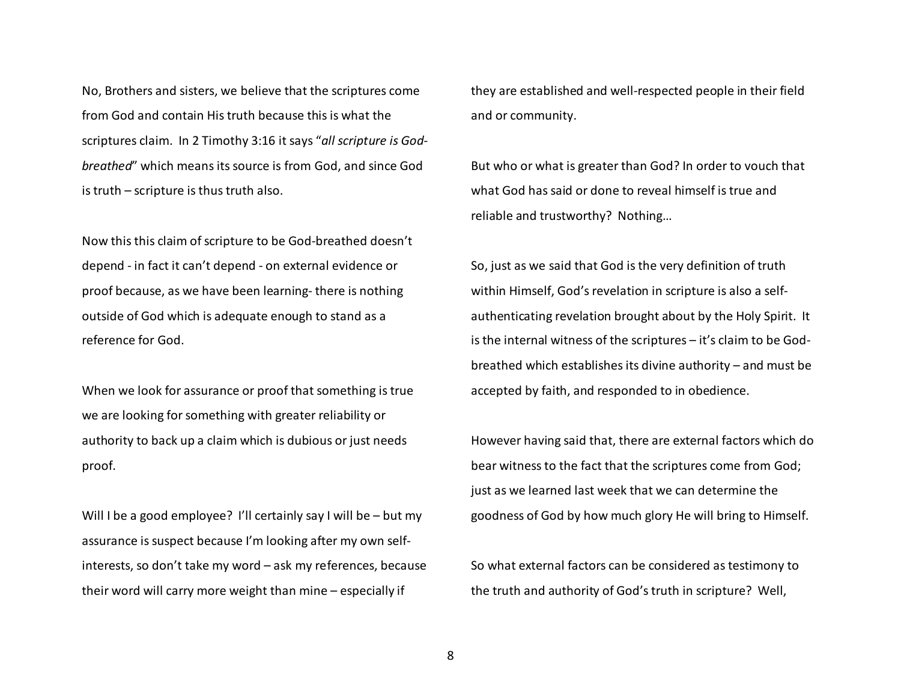No, Brothers and sisters, we believe that the scriptures come from God and contain His truth because this is what the scriptures claim. In 2 Timothy 3:16 it says "*all scripture is God-breathed*" which means its source is from God, and since God is truth – scripture is thus truth also.

Now this this claim of scripture to be God-breathed doesn't depend - in fact it can't depend - on external evidence or proof because, as we have been learning- there is nothing outside of God which is adequate enough to stand as a reference for God.

When we look for assurance or proof that something is true we are looking for something with greater reliability or authority to back up a claim which is dubious or just needs proof.

Will I be a good employee? I'll certainly say I will be – but my assurance is suspect because I'm looking after my own self-interests, so don't take my word – ask my references, because their word will carry more weight than mine – especially if they are established and well-respected people in their field and or community.

But who or what is greater than God? In order to vouch that what God has said or done to reveal himself is true and reliable and trustworthy? Nothing…

So, just as we said that God is the very definition of truth within Himself, God's revelation in scripture is also a self-authenticating revelation brought about by the Holy Spirit. It is the internal witness of the scriptures – it's claim to be God-breathed which establishes its divine authority – and must be accepted by faith, and responded to in obedience.

However having said that, there are external factors which do bear witness to the fact that the scriptures come from God; just as we learned last week that we can determine the goodness of God by how much glory He will bring to Himself.

So what external factors can be considered as testimony to the truth and authority of God's truth in scripture? Well,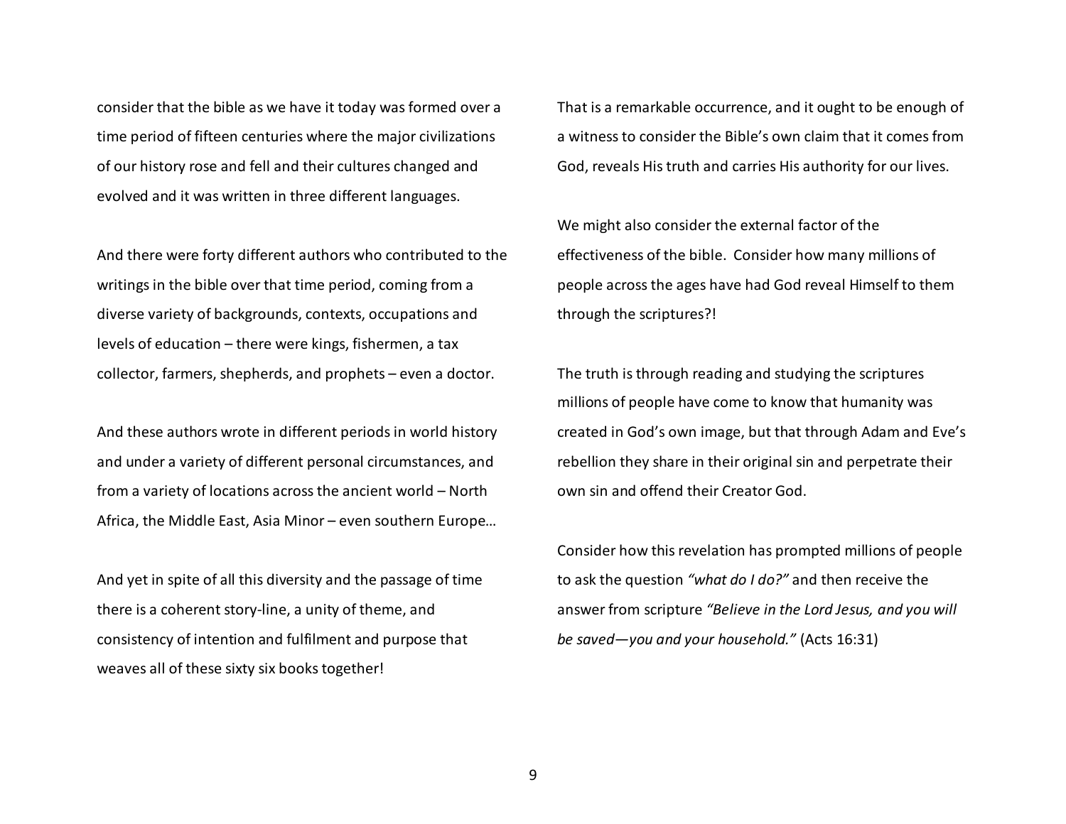consider that the bible as we have it today was formed over a time period of fifteen centuries where the major civilizations of our history rose and fell and their cultures changed and evolved and it was written in three different languages.

And there were forty different authors who contributed to the writings in the bible over that time period, coming from a diverse variety of backgrounds, contexts, occupations and levels of education – there were kings, fishermen, a tax collector, farmers, shepherds, and prophets – even a doctor.

And these authors wrote in different periods in world history and under a variety of different personal circumstances, and from a variety of locations across the ancient world – North Africa, the Middle East, Asia Minor – even southern Europe…

And yet in spite of all this diversity and the passage of time there is a coherent story-line, a unity of theme, and consistency of intention and fulfilment and purpose that weaves all of these sixty six books together!

That is a remarkable occurrence, and it ought to be enough of a witness to consider the Bible's own claim that it comes from God, reveals His truth and carries His authority for our lives.

We might also consider the external factor of the effectiveness of the bible. Consider how many millions of people across the ages have had God reveal Himself to them through the scriptures?!

The truth is through reading and studying the scriptures millions of people have come to know that humanity was created in God's own image, but that through Adam and Eve's rebellion they share in their original sin and perpetrate their own sin and offend their Creator God.

Consider how this revelation has prompted millions of people to ask the question *"what do I do?"* and then receive the answer from scripture *"Believe in the Lord Jesus, and you will be saved—you and your household."* (Acts 16:31)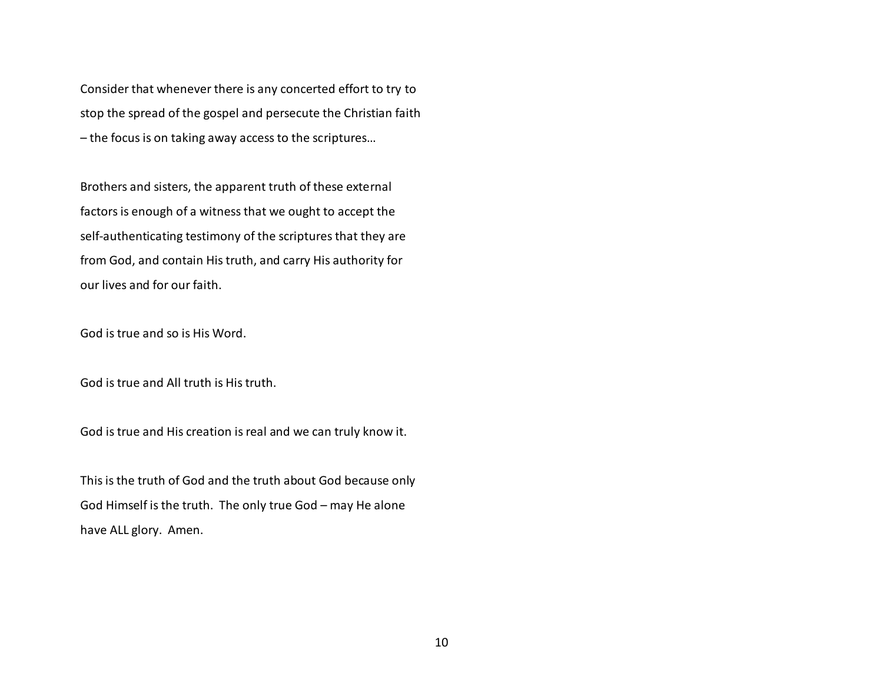Consider that whenever there is any concerted effort to try to stop the spread of the gospel and persecute the Christian faith – the focus is on taking away access to the scriptures…

Brothers and sisters, the apparent truth of these external factors is enough of a witness that we ought to accept the self-authenticating testimony of the scriptures that they are from God, and contain His truth, and carry His authority for our lives and for our faith.

God is true and so is His Word.

God is true and All truth is His truth.

God is true and His creation is real and we can truly know it.

This is the truth of God and the truth about God because only God Himself is the truth. The only true God – may He alone have ALL glory. Amen.